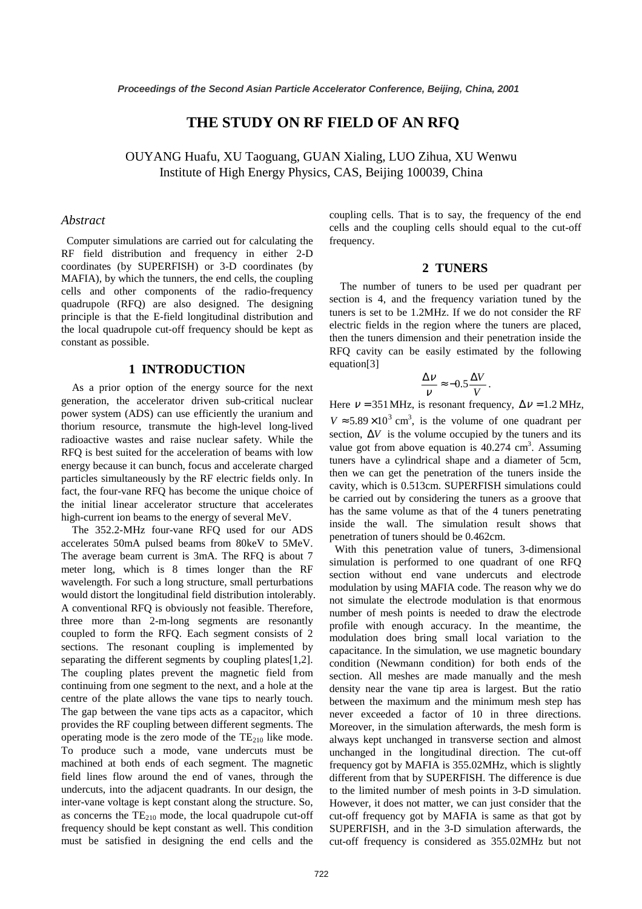# THE STUDY ON RF FIELD OF AN RFQ

OUYANG Huafu, XU Taoguang, GUAN Xialing, LUO Zihua, XU Wenwu
Institute of High Energy Physics, CAS, Beijing 100039, China

## *Abstract*

Computer simulations are carried out for calculating the RF field distribution and frequency in either 2-D coordinates (by SUPERFISH) or 3-D coordinates (by MAFIA), by which the tunners, the end cells, the coupling cells and other components of the radio-frequency quadrupole (RFQ) are also designed. The designing principle is that the E-field longitudinal distribution and the local quadrupole cut-off frequency should be kept as constant as possible.

## 1 INTRODUCTION

As a prior option of the energy source for the next generation, the accelerator driven sub-critical nuclear power system (ADS) can use efficiently the uranium and thorium resource, transmute the high-level long-lived radioactive wastes and raise nuclear safety. While the RFQ is best suited for the acceleration of beams with low energy because it can bunch, focus and accelerate charged particles simultaneously by the RF electric fields only. In fact, the four-vane RFQ has become the unique choice of the initial linear accelerator structure that accelerates high-current ion beams to the energy of several MeV.

The 352.2-MHz four-vane RFQ used for our ADS accelerates 50mA pulsed beams from 80keV to 5MeV. The average beam current is 3mA. The RFQ is about 7 meter long, which is 8 times longer than the RF wavelength. For such a long structure, small perturbations would distort the longitudinal field distribution intolerably. A conventional RFQ is obviously not feasible. Therefore, three more than 2-m-long segments are resonantly coupled to form the RFQ. Each segment consists of 2 sections. The resonant coupling is implemented by separating the different segments by coupling plates[1,2]. The coupling plates prevent the magnetic field from continuing from one segment to the next, and a hole at the centre of the plate allows the vane tips to nearly touch. The gap between the vane tips acts as a capacitor, which provides the RF coupling between different segments. The operating mode is the zero mode of the $TE_{210}$ like mode. To produce such a mode, vane undercuts must be machined at both ends of each segment. The magnetic field lines flow around the end of vanes, through the undercuts, into the adjacent quadrants. In our design, the inter-vane voltage is kept constant along the structure. So, as concerns the $TE_{210}$ mode, the local quadrupole cut-off frequency should be kept constant as well. This condition must be satisfied in designing the end cells and the coupling cells. That is to say, the frequency of the end cells and the coupling cells should equal to the cut-off frequency.

## 2 TUNERS

The number of tuners to be used per quadrant per section is 4, and the frequency variation tuned by the tuners is set to be 1.2MHz. If we do not consider the RF electric fields in the region where the tuners are placed, then the tuners dimension and their penetration inside the RFQ cavity can be easily estimated by the following equation[3]

$$\frac{\Delta \nu}{\nu} \approx -0.5\frac{\Delta V}{V}.$$

Here $\nu = 351$ MHz, is resonant frequency, $\Delta\nu = 1.2$ MHz, $V \approx 5.89\times10^3$ cm$^3$, is the volume of one quadrant per section, $\Delta V$ is the volume occupied by the tuners and its value got from above equation is 40.274 cm$^3$. Assuming tuners have a cylindrical shape and a diameter of 5cm, then we can get the penetration of the tuners inside the cavity, which is 0.513cm. SUPERFISH simulations could be carried out by considering the tuners as a groove that has the same volume as that of the 4 tuners penetrating inside the wall. The simulation result shows that penetration of tuners should be 0.462cm.

With this penetration value of tuners, 3-dimensional simulation is performed to one quadrant of one RFQ section without end vane undercuts and electrode modulation by using MAFIA code. The reason why we do not simulate the electrode modulation is that enormous number of mesh points is needed to draw the electrode profile with enough accuracy. In the meantime, the modulation does bring small local variation to the capacitance. In the simulation, we use magnetic boundary condition (Newmann condition) for both ends of the section. All meshes are made manually and the mesh density near the vane tip area is largest. But the ratio between the maximum and the minimum mesh step has never exceeded a factor of 10 in three directions. Moreover, in the simulation afterwards, the mesh form is always kept unchanged in transverse section and almost unchanged in the longitudinal direction. The cut-off frequency got by MAFIA is 355.02MHz, which is slightly different from that by SUPERFISH. The difference is due to the limited number of mesh points in 3-D simulation. However, it does not matter, we can just consider that the cut-off frequency got by MAFIA is same as that got by SUPERFISH, and in the 3-D simulation afterwards, the cut-off frequency is considered as 355.02MHz but not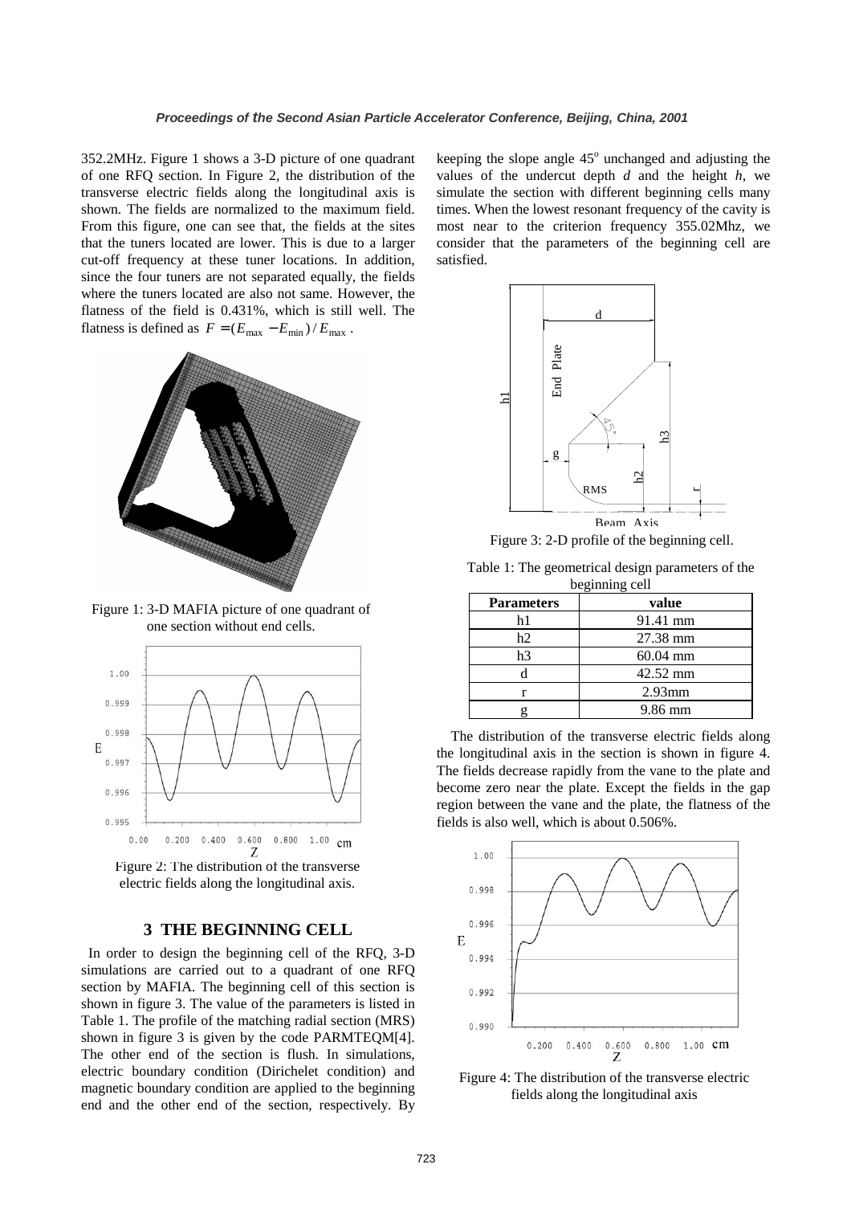352.2MHz. Figure 1 shows a 3-D picture of one quadrant of one RFQ section. In Figure 2, the distribution of the transverse electric fields along the longitudinal axis is shown. The fields are normalized to the maximum field. From this figure, one can see that, the fields at the sites that the tuners located are lower. This is due to a larger cut-off frequency at these tuner locations. In addition, since the four tuners are not separated equally, the fields where the tuners located are also not same. However, the flatness of the field is 0.431%, which is still well. The flatness is defined as $F = (E_{\max} - E_{\min}) / E_{\max}$ .

Figure 1: 3-D MAFIA picture of one quadrant of one section without end cells.

Figure 2: The distribution of the transverse electric fields along the longitudinal axis.

## 3 THE BEGINNING CELL

In order to design the beginning cell of the RFQ, 3-D simulations are carried out to a quadrant of one RFQ section by MAFIA. The beginning cell of this section is shown in figure 3. The value of the parameters is listed in Table 1. The profile of the matching radial section (MRS) shown in figure 3 is given by the code PARMTEQM[4]. The other end of the section is flush. In simulations, electric boundary condition (Dirichelet condition) and magnetic boundary condition are applied to the beginning end and the other end of the section, respectively. By keeping the slope angle 45° unchanged and adjusting the values of the undercut depth *d* and the height *h*, we simulate the section with different beginning cells many times. When the lowest resonant frequency of the cavity is most near to the criterion frequency 355.02Mhz, we consider that the parameters of the beginning cell are satisfied.

Figure 3: 2-D profile of the beginning cell.

Table 1: The geometrical design parameters of the beginning cell

| Parameters | value |
|---|---|
| h1 | 91.41 mm |
| h2 | 27.38 mm |
| h3 | 60.04 mm |
| d | 42.52 mm |
| r | 2.93mm |
| g | 9.86 mm |

The distribution of the transverse electric fields along the longitudinal axis in the section is shown in figure 4. The fields decrease rapidly from the vane to the plate and become zero near the plate. Except the fields in the gap region between the vane and the plate, the flatness of the fields is also well, which is about 0.506%.

Figure 4: The distribution of the transverse electric fields along the longitudinal axis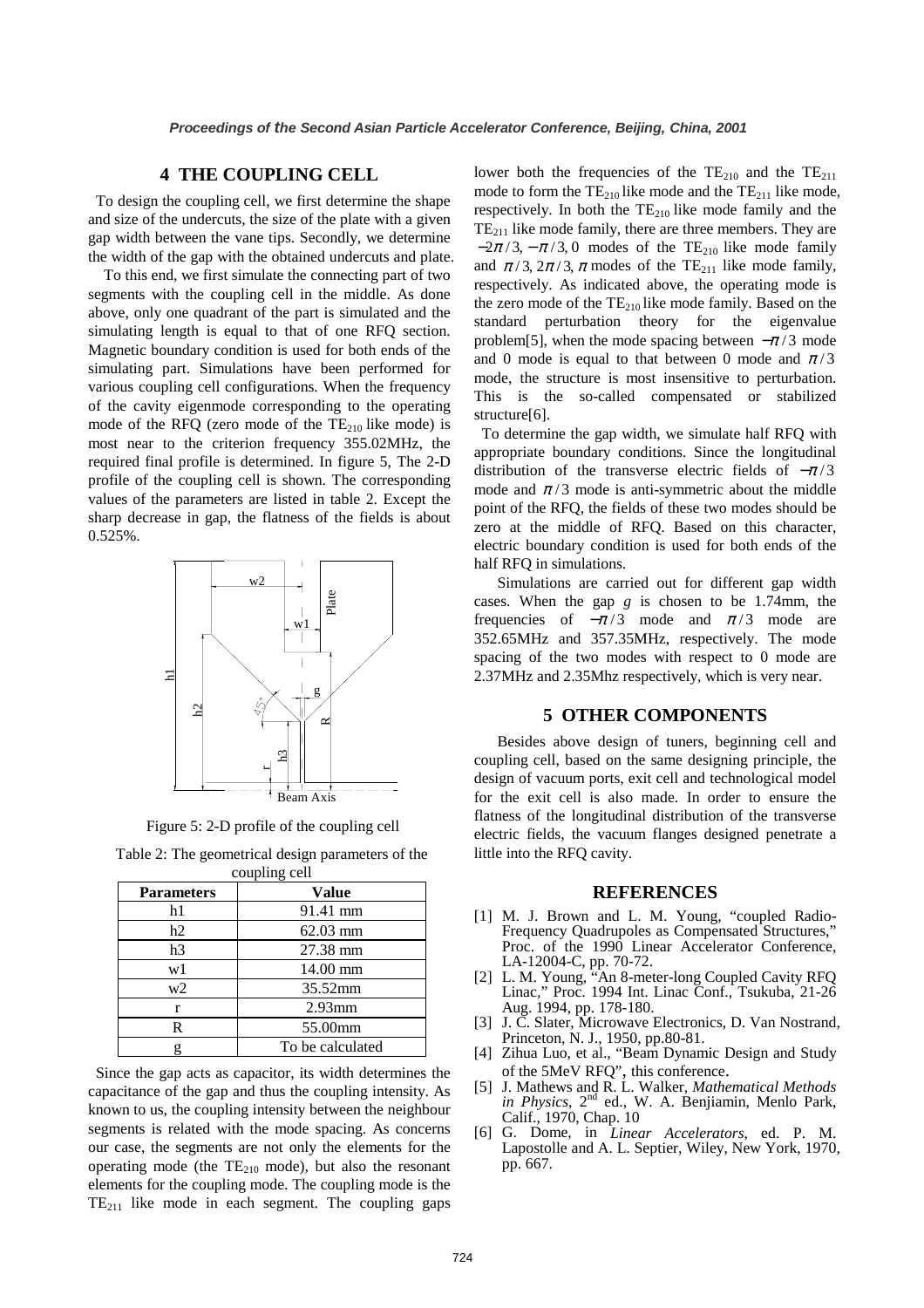## 4 THE COUPLING CELL

To design the coupling cell, we first determine the shape and size of the undercuts, the size of the plate with a given gap width between the vane tips. Secondly, we determine the width of the gap with the obtained undercuts and plate.

To this end, we first simulate the connecting part of two segments with the coupling cell in the middle. As done above, only one quadrant of the part is simulated and the simulating length is equal to that of one RFQ section. Magnetic boundary condition is used for both ends of the simulating part. Simulations have been performed for various coupling cell configurations. When the frequency of the cavity eigenmode corresponding to the operating mode of the RFQ (zero mode of the $TE_{210}$ like mode) is most near to the criterion frequency 355.02MHz, the required final profile is determined. In figure 5, The 2-D profile of the coupling cell is shown. The corresponding values of the parameters are listed in table 2. Except the sharp decrease in gap, the flatness of the fields is about 0.525%.

w2
Plate
w1
h1
h2
g
45°
R
h3
r
Beam Axis

Figure 5: 2-D profile of the coupling cell

Table 2: The geometrical design parameters of the coupling cell

| Parameters | Value |
|---|---|
| h1 | 91.41 mm |
| h2 | 62.03 mm |
| h3 | 27.38 mm |
| w1 | 14.00 mm |
| w2 | 35.52mm |
| r | 2.93mm |
| R | 55.00mm |
| g | To be calculated |

Since the gap acts as capacitor, its width determines the capacitance of the gap and thus the coupling intensity. As known to us, the coupling intensity between the neighbour segments is related with the mode spacing. As concerns our case, the segments are not only the elements for the operating mode (the $TE_{210}$ mode), but also the resonant elements for the coupling mode. The coupling mode is the $TE_{211}$ like mode in each segment. The coupling gaps lower both the frequencies of the $TE_{210}$ and the $TE_{211}$ mode to form the $TE_{210}$ like mode and the $TE_{211}$ like mode, respectively. In both the $TE_{210}$ like mode family and the $TE_{211}$ like mode family, there are three members. They are $-2\pi/3, -\pi/3, 0$ modes of the $TE_{210}$ like mode family and $\pi/3, 2\pi/3, \pi$ modes of the $TE_{211}$ like mode family, respectively. As indicated above, the operating mode is the zero mode of the $TE_{210}$ like mode family. Based on the standard perturbation theory for the eigenvalue problem[5], when the mode spacing between $-\pi/3$ mode and 0 mode is equal to that between 0 mode and $\pi/3$ mode, the structure is most insensitive to perturbation. This is the so-called compensated or stabilized structure[6].

To determine the gap width, we simulate half RFQ with appropriate boundary conditions. Since the longitudinal distribution of the transverse electric fields of $-\pi/3$ mode and $\pi/3$ mode is anti-symmetric about the middle point of the RFQ, the fields of these two modes should be zero at the middle of RFQ. Based on this character, electric boundary condition is used for both ends of the half RFQ in simulations.

Simulations are carried out for different gap width cases. When the gap *g* is chosen to be 1.74mm, the frequencies of $-\pi/3$ mode and $\pi/3$ mode are 352.65MHz and 357.35MHz, respectively. The mode spacing of the two modes with respect to 0 mode are 2.37MHz and 2.35Mhz respectively, which is very near.

## 5 OTHER COMPONENTS

Besides above design of tuners, beginning cell and coupling cell, based on the same designing principle, the design of vacuum ports, exit cell and technological model for the exit cell is also made. In order to ensure the flatness of the longitudinal distribution of the transverse electric fields, the vacuum flanges designed penetrate a little into the RFQ cavity.

## REFERENCES

[1] M. J. Brown and L. M. Young, "coupled Radio-Frequency Quadrupoles as Compensated Structures," Proc. of the 1990 Linear Accelerator Conference, LA-12004-C, pp. 70-72.

[2] L. M. Young, "An 8-meter-long Coupled Cavity RFQ Linac," Proc. 1994 Int. Linac Conf., Tsukuba, 21-26 Aug. 1994, pp. 178-180.

[3] J. C. Slater, Microwave Electronics, D. Van Nostrand, Princeton, N. J., 1950, pp.80-81.

[4] Zihua Luo, et al., "Beam Dynamic Design and Study of the 5MeV RFQ", this conference.

[5] J. Mathews and R. L. Walker, *Mathematical Methods in Physics*, 2nd ed., W. A. Benjiamin, Menlo Park, Calif., 1970, Chap. 10

[6] G. Dome, in *Linear Accelerators*, ed. P. M. Lapostolle and A. L. Septier, Wiley, New York, 1970, pp. 667.